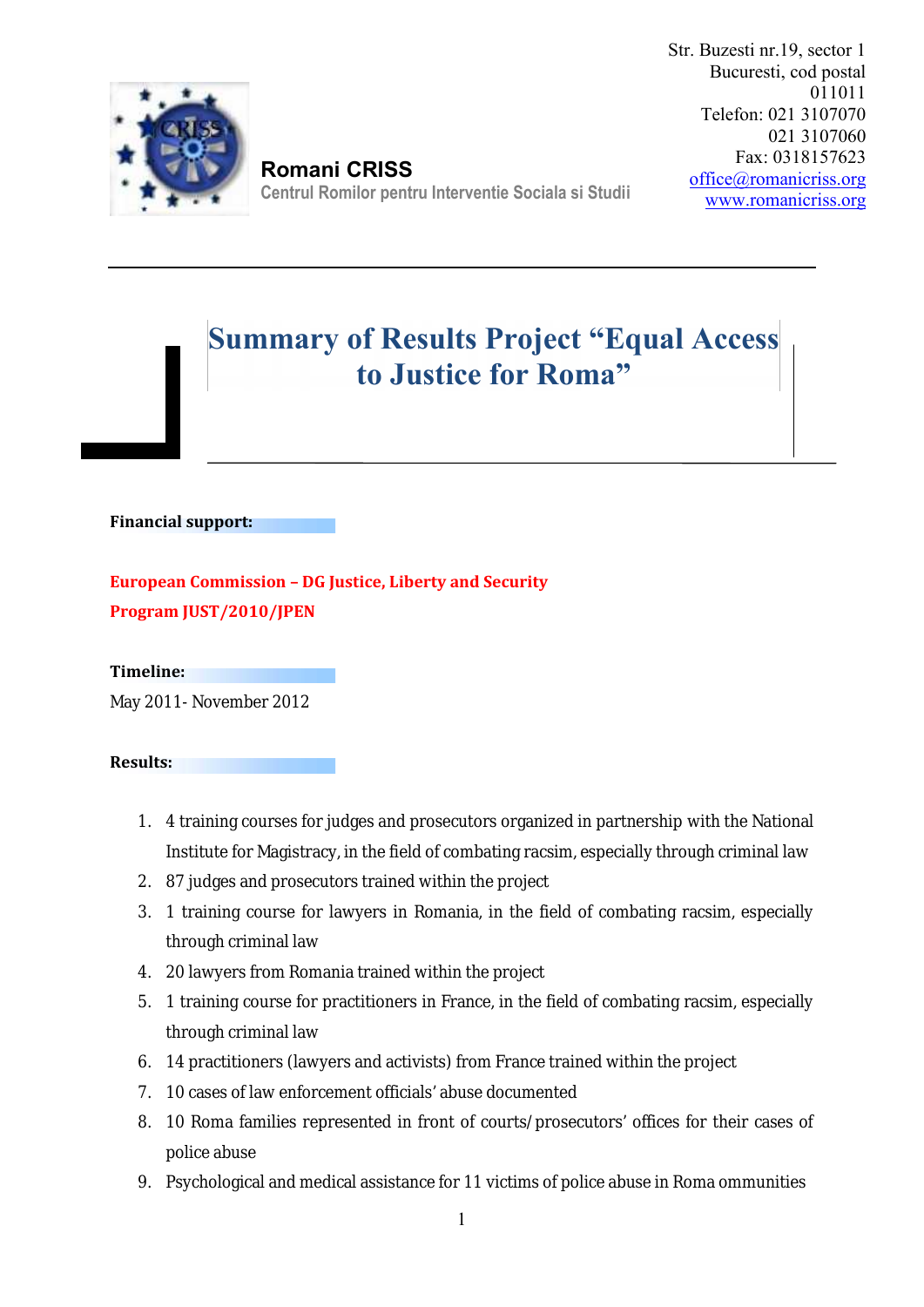Romani CRISS
Centrul Romilor pentru Interventie Sociala si Studii

Str. Buzesti nr.19, sector 1
Bucuresti, cod postal 011011
Telefon: 021 3107070
021 3107060
Fax: 0318157623
office@romanicriss.org
www.romanicriss.org

# Summary of Results Project "Equal Access to Justice for Roma"

**Financial support:**

**European Commission – DG Justice, Liberty and Security**
**Program JUST/2010/JPEN**

**Timeline:**

May 2011- November 2012

**Results:**

1. 4 training courses for judges and prosecutors organized in partnership with the National Institute for Magistracy, in the field of combating racsim, especially through criminal law
2. 87 judges and prosecutors trained within the project
3. 1 training course for lawyers in Romania, in the field of combating racsim, especially through criminal law
4. 20 lawyers from Romania trained within the project
5. 1 training course for practitioners in France, in the field of combating racsim, especially through criminal law
6. 14 practitioners (lawyers and activists) from France trained within the project
7. 10 cases of law enforcement officials' abuse documented
8. 10 Roma families represented in front of courts/prosecutors' offices for their cases of police abuse
9. Psychological and medical assistance for 11 victims of police abuse in Roma ommunities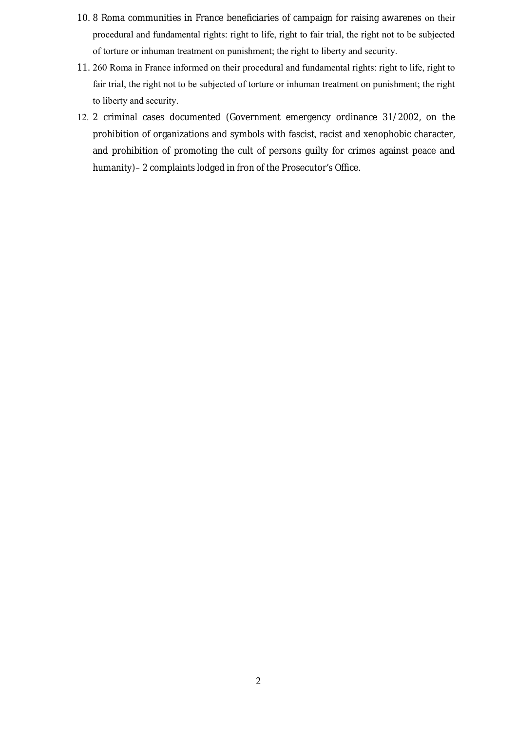10. 8 Roma communities in France beneficiaries of campaign for raising awarenes on their procedural and fundamental rights: right to life, right to fair trial, the right not to be subjected of torture or inhuman treatment on punishment; the right to liberty and security.
11. 260 Roma in France informed on their procedural and fundamental rights: right to life, right to fair trial, the right not to be subjected of torture or inhuman treatment on punishment; the right to liberty and security.
12. 2 criminal cases documented (Government emergency ordinance 31/2002, on the prohibition of organizations and symbols with fascist, racist and xenophobic character, and prohibition of promoting the cult of persons guilty for crimes against peace and humanity)– 2 complaints lodged in fron of the Prosecutor's Office.